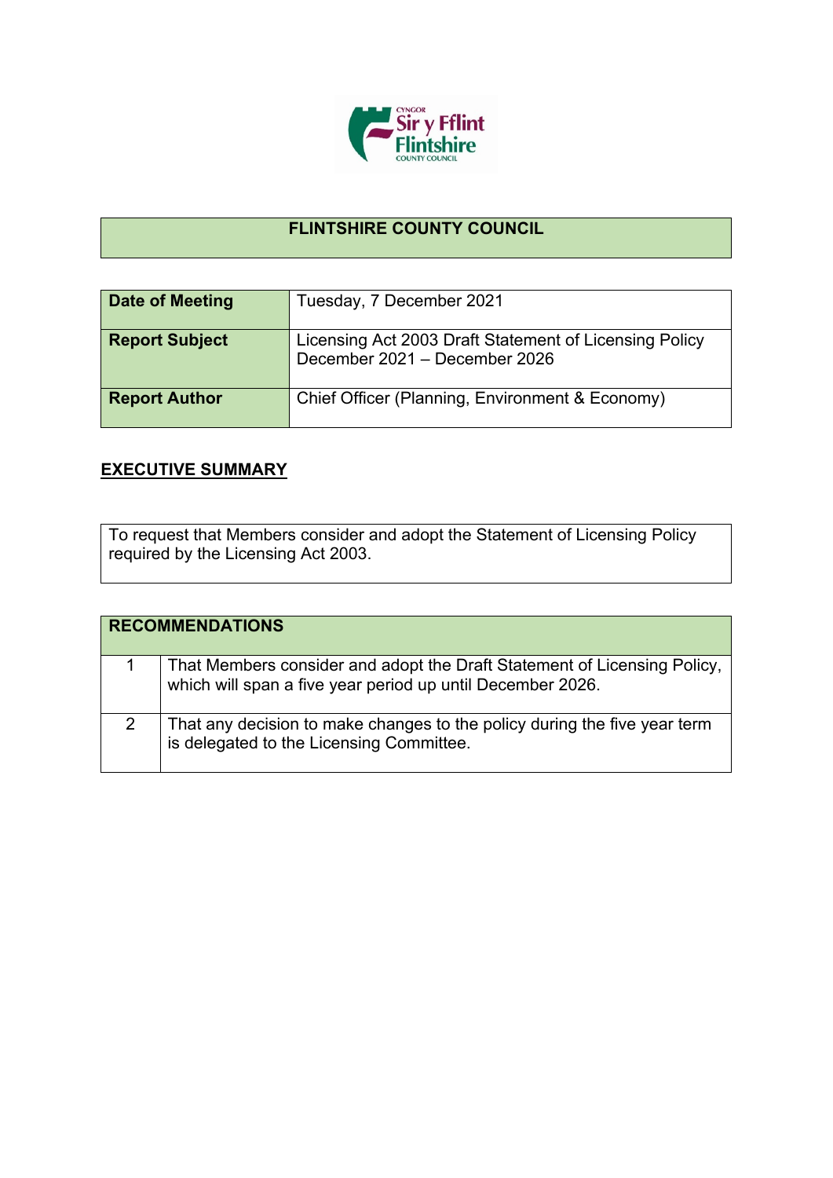# FLINTSHIRE COUNTY COUNCIL

| Date of Meeting | Tuesday, 7 December 2021 |
|---|---|
| Report Subject | Licensing Act 2003 Draft Statement of Licensing Policy December 2021 – December 2026 |
| Report Author | Chief Officer (Planning, Environment & Economy) |

## EXECUTIVE SUMMARY

To request that Members consider and adopt the Statement of Licensing Policy required by the Licensing Act 2003.

| RECOMMENDATIONS | |
|---|---|
| 1 | That Members consider and adopt the Draft Statement of Licensing Policy, which will span a five year period up until December 2026. |
| 2 | That any decision to make changes to the policy during the five year term is delegated to the Licensing Committee. |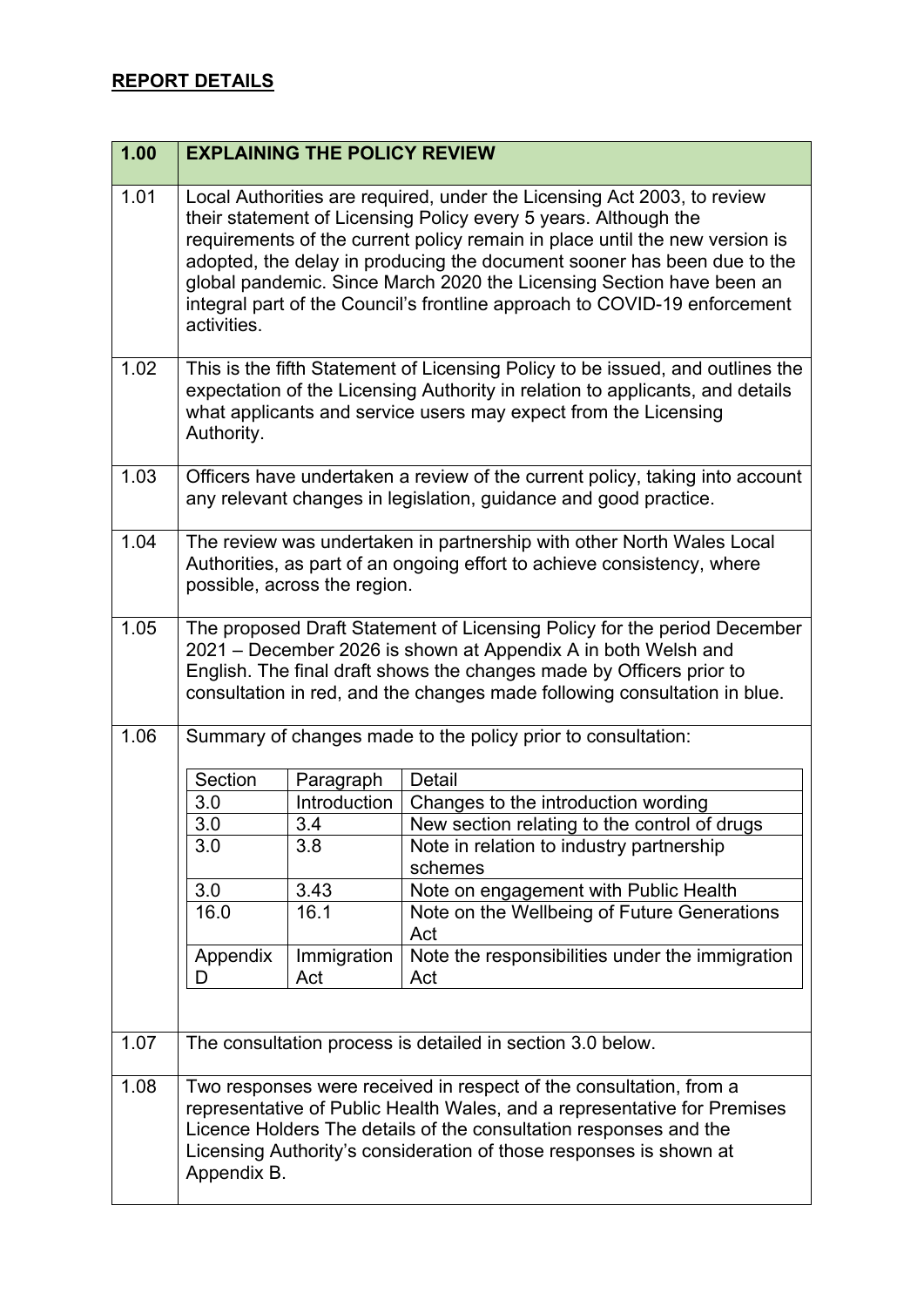## REPORT DETAILS

| 1.00 | EXPLAINING THE POLICY REVIEW |
|---|---|
| 1.01 | Local Authorities are required, under the Licensing Act 2003, to review their statement of Licensing Policy every 5 years. Although the requirements of the current policy remain in place until the new version is adopted, the delay in producing the document sooner has been due to the global pandemic. Since March 2020 the Licensing Section have been an integral part of the Council's frontline approach to COVID-19 enforcement activities. |
| 1.02 | This is the fifth Statement of Licensing Policy to be issued, and outlines the expectation of the Licensing Authority in relation to applicants, and details what applicants and service users may expect from the Licensing Authority. |
| 1.03 | Officers have undertaken a review of the current policy, taking into account any relevant changes in legislation, guidance and good practice. |
| 1.04 | The review was undertaken in partnership with other North Wales Local Authorities, as part of an ongoing effort to achieve consistency, where possible, across the region. |
| 1.05 | The proposed Draft Statement of Licensing Policy for the period December 2021 – December 2026 is shown at Appendix A in both Welsh and English. The final draft shows the changes made by Officers prior to consultation in red, and the changes made following consultation in blue. |
| 1.06 | Summary of changes made to the policy prior to consultation: |

| Section | Paragraph | Detail |
|---|---|---|
| 3.0 | Introduction | Changes to the introduction wording |
| 3.0 | 3.4 | New section relating to the control of drugs |
| 3.0 | 3.8 | Note in relation to industry partnership schemes |
| 3.0 | 3.43 | Note on engagement with Public Health |
| 16.0 | 16.1 | Note on the Wellbeing of Future Generations Act |
| Appendix D | Immigration Act | Note the responsibilities under the immigration Act |

| | |
|---|---|
| 1.07 | The consultation process is detailed in section 3.0 below. |
| 1.08 | Two responses were received in respect of the consultation, from a representative of Public Health Wales, and a representative for Premises Licence Holders The details of the consultation responses and the Licensing Authority's consideration of those responses is shown at Appendix B. |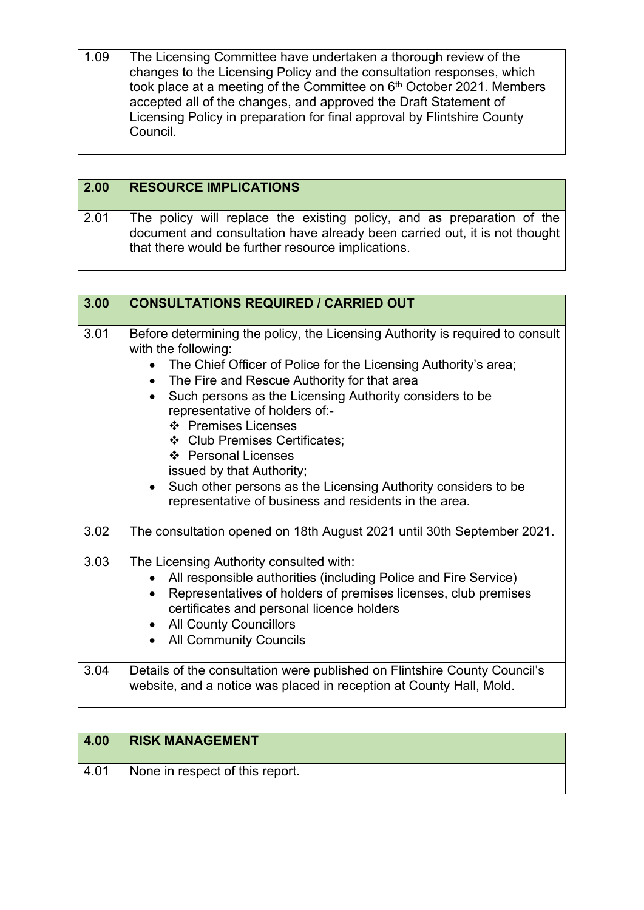| 1.09 | The Licensing Committee have undertaken a thorough review of the changes to the Licensing Policy and the consultation responses, which took place at a meeting of the Committee on 6th October 2021. Members accepted all of the changes, and approved the Draft Statement of Licensing Policy in preparation for final approval by Flintshire County Council. |
|---|---|

| **2.00** | **RESOURCE IMPLICATIONS** |
|---|---|
| 2.01 | The policy will replace the existing policy, and as preparation of the document and consultation have already been carried out, it is not thought that there would be further resource implications. |

| **3.00** | **CONSULTATIONS REQUIRED / CARRIED OUT** |
|---|---|
| 3.01 | Before determining the policy, the Licensing Authority is required to consult with the following:<br>• The Chief Officer of Police for the Licensing Authority's area;<br>• The Fire and Rescue Authority for that area<br>• Such persons as the Licensing Authority considers to be representative of holders of:-<br>❖ Premises Licenses<br>❖ Club Premises Certificates;<br>❖ Personal Licenses<br>issued by that Authority;<br>• Such other persons as the Licensing Authority considers to be representative of business and residents in the area. |
| 3.02 | The consultation opened on 18th August 2021 until 30th September 2021. |
| 3.03 | The Licensing Authority consulted with:<br>• All responsible authorities (including Police and Fire Service)<br>• Representatives of holders of premises licenses, club premises certificates and personal licence holders<br>• All County Councillors<br>• All Community Councils |
| 3.04 | Details of the consultation were published on Flintshire County Council's website, and a notice was placed in reception at County Hall, Mold. |

| **4.00** | **RISK MANAGEMENT** |
|---|---|
| 4.01 | None in respect of this report. |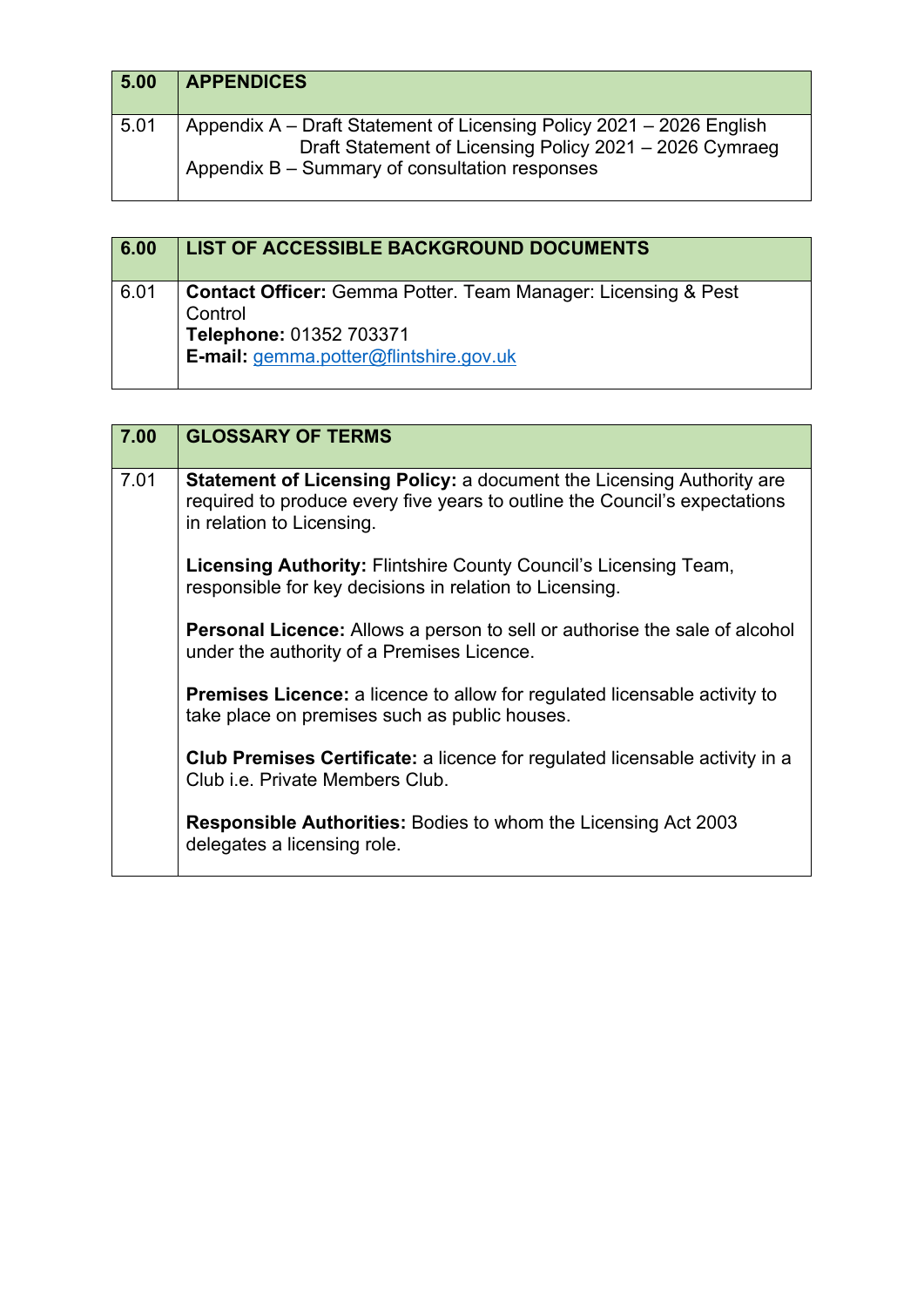| 5.00 | APPENDICES |
| --- | --- |
| 5.01 | Appendix A – Draft Statement of Licensing Policy 2021 – 2026 English<br>Draft Statement of Licensing Policy 2021 – 2026 Cymraeg<br>Appendix B – Summary of consultation responses |

| 6.00 | LIST OF ACCESSIBLE BACKGROUND DOCUMENTS |
| --- | --- |
| 6.01 | **Contact Officer:** Gemma Potter. Team Manager: Licensing & Pest Control<br>**Telephone:** 01352 703371<br>**E-mail:** gemma.potter@flintshire.gov.uk |

| 7.00 | GLOSSARY OF TERMS |
| --- | --- |
| 7.01 | **Statement of Licensing Policy:** a document the Licensing Authority are required to produce every five years to outline the Council's expectations in relation to Licensing.<br><br>**Licensing Authority:** Flintshire County Council's Licensing Team, responsible for key decisions in relation to Licensing.<br><br>**Personal Licence:** Allows a person to sell or authorise the sale of alcohol under the authority of a Premises Licence.<br><br>**Premises Licence:** a licence to allow for regulated licensable activity to take place on premises such as public houses.<br><br>**Club Premises Certificate:** a licence for regulated licensable activity in a Club i.e. Private Members Club.<br><br>**Responsible Authorities:** Bodies to whom the Licensing Act 2003 delegates a licensing role. |